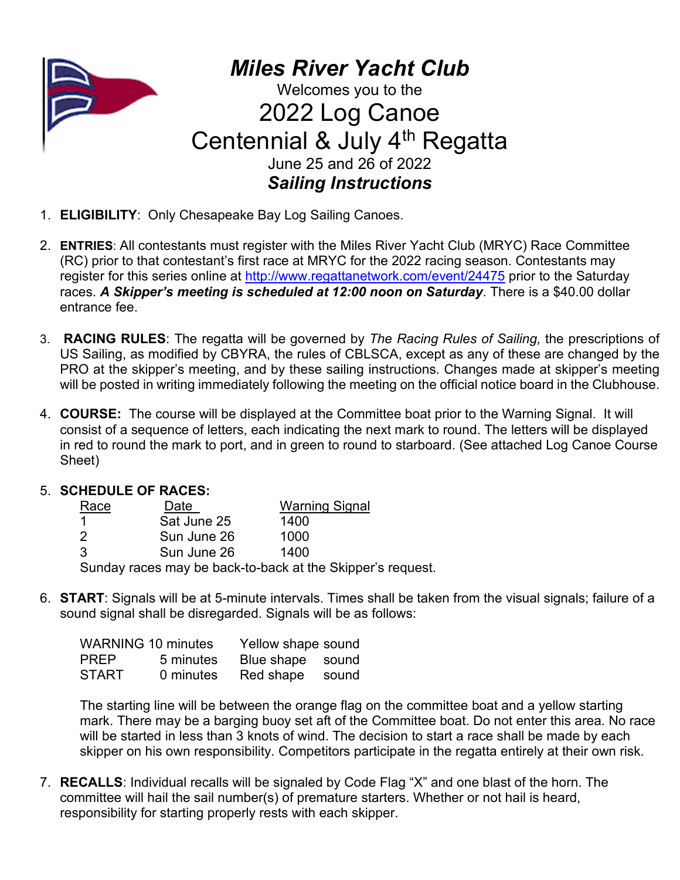# *Miles River Yacht Club*

Welcomes you to the

## 2022 Log Canoe Centennial & July 4th Regatta

June 25 and 26 of 2022

### *Sailing Instructions*

1. **ELIGIBILITY**: Only Chesapeake Bay Log Sailing Canoes.

2. **ENTRIES**: All contestants must register with the Miles River Yacht Club (MRYC) Race Committee (RC) prior to that contestant's first race at MRYC for the 2022 racing season. Contestants may register for this series online at http://www.regattanetwork.com/event/24475 prior to the Saturday races. ***A Skipper's meeting is scheduled at 12:00 noon on Saturday***. There is a $40.00 dollar entrance fee.

3. **RACING RULES**: The regatta will be governed by *The Racing Rules of Sailing,* the prescriptions of US Sailing, as modified by CBYRA, the rules of CBLSCA, except as any of these are changed by the PRO at the skipper's meeting, and by these sailing instructions. Changes made at skipper's meeting will be posted in writing immediately following the meeting on the official notice board in the Clubhouse.

4. **COURSE:** The course will be displayed at the Committee boat prior to the Warning Signal. It will consist of a sequence of letters, each indicating the next mark to round. The letters will be displayed in red to round the mark to port, and in green to round to starboard. (See attached Log Canoe Course Sheet)

5. **SCHEDULE OF RACES:**

| Race | Date | Warning Signal |
|---|---|---|
| 1 | Sat June 25 | 1400 |
| 2 | Sun June 26 | 1000 |
| 3 | Sun June 26 | 1400 |

   Sunday races may be back-to-back at the Skipper's request.

6. **START**: Signals will be at 5-minute intervals. Times shall be taken from the visual signals; failure of a sound signal shall be disregarded. Signals will be as follows:

| | | | |
|---|---|---|---|
| WARNING | 10 minutes | Yellow shape | sound |
| PREP | 5 minutes | Blue shape | sound |
| START | 0 minutes | Red shape | sound |

   The starting line will be between the orange flag on the committee boat and a yellow starting mark. There may be a barging buoy set aft of the Committee boat. Do not enter this area. No race will be started in less than 3 knots of wind. The decision to start a race shall be made by each skipper on his own responsibility. Competitors participate in the regatta entirely at their own risk.

7. **RECALLS**: Individual recalls will be signaled by Code Flag "X" and one blast of the horn. The committee will hail the sail number(s) of premature starters. Whether or not hail is heard, responsibility for starting properly rests with each skipper.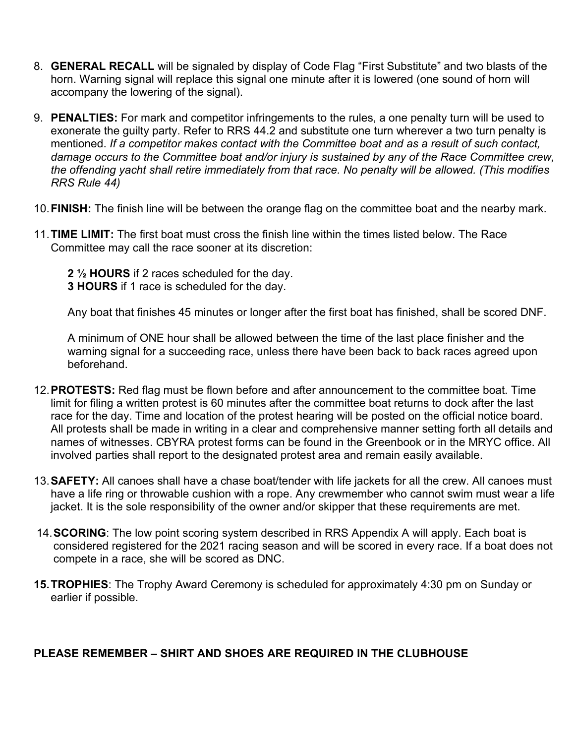8. **GENERAL RECALL** will be signaled by display of Code Flag "First Substitute" and two blasts of the horn. Warning signal will replace this signal one minute after it is lowered (one sound of horn will accompany the lowering of the signal).

9. **PENALTIES:** For mark and competitor infringements to the rules, a one penalty turn will be used to exonerate the guilty party. Refer to RRS 44.2 and substitute one turn wherever a two turn penalty is mentioned. *If a competitor makes contact with the Committee boat and as a result of such contact, damage occurs to the Committee boat and/or injury is sustained by any of the Race Committee crew, the offending yacht shall retire immediately from that race. No penalty will be allowed. (This modifies RRS Rule 44)*

10. **FINISH:** The finish line will be between the orange flag on the committee boat and the nearby mark.

11. **TIME LIMIT:** The first boat must cross the finish line within the times listed below. The Race Committee may call the race sooner at its discretion:

    **2 ½ HOURS** if 2 races scheduled for the day.
    **3 HOURS** if 1 race is scheduled for the day.

    Any boat that finishes 45 minutes or longer after the first boat has finished, shall be scored DNF.

    A minimum of ONE hour shall be allowed between the time of the last place finisher and the warning signal for a succeeding race, unless there have been back to back races agreed upon beforehand.

12. **PROTESTS:** Red flag must be flown before and after announcement to the committee boat. Time limit for filing a written protest is 60 minutes after the committee boat returns to dock after the last race for the day. Time and location of the protest hearing will be posted on the official notice board. All protests shall be made in writing in a clear and comprehensive manner setting forth all details and names of witnesses. CBYRA protest forms can be found in the Greenbook or in the MRYC office. All involved parties shall report to the designated protest area and remain easily available.

13. **SAFETY:** All canoes shall have a chase boat/tender with life jackets for all the crew. All canoes must have a life ring or throwable cushion with a rope. Any crewmember who cannot swim must wear a life jacket. It is the sole responsibility of the owner and/or skipper that these requirements are met.

14. **SCORING**: The low point scoring system described in RRS Appendix A will apply. Each boat is considered registered for the 2021 racing season and will be scored in every race. If a boat does not compete in a race, she will be scored as DNC.

15. **TROPHIES**: The Trophy Award Ceremony is scheduled for approximately 4:30 pm on Sunday or earlier if possible.

**PLEASE REMEMBER – SHIRT AND SHOES ARE REQUIRED IN THE CLUBHOUSE**